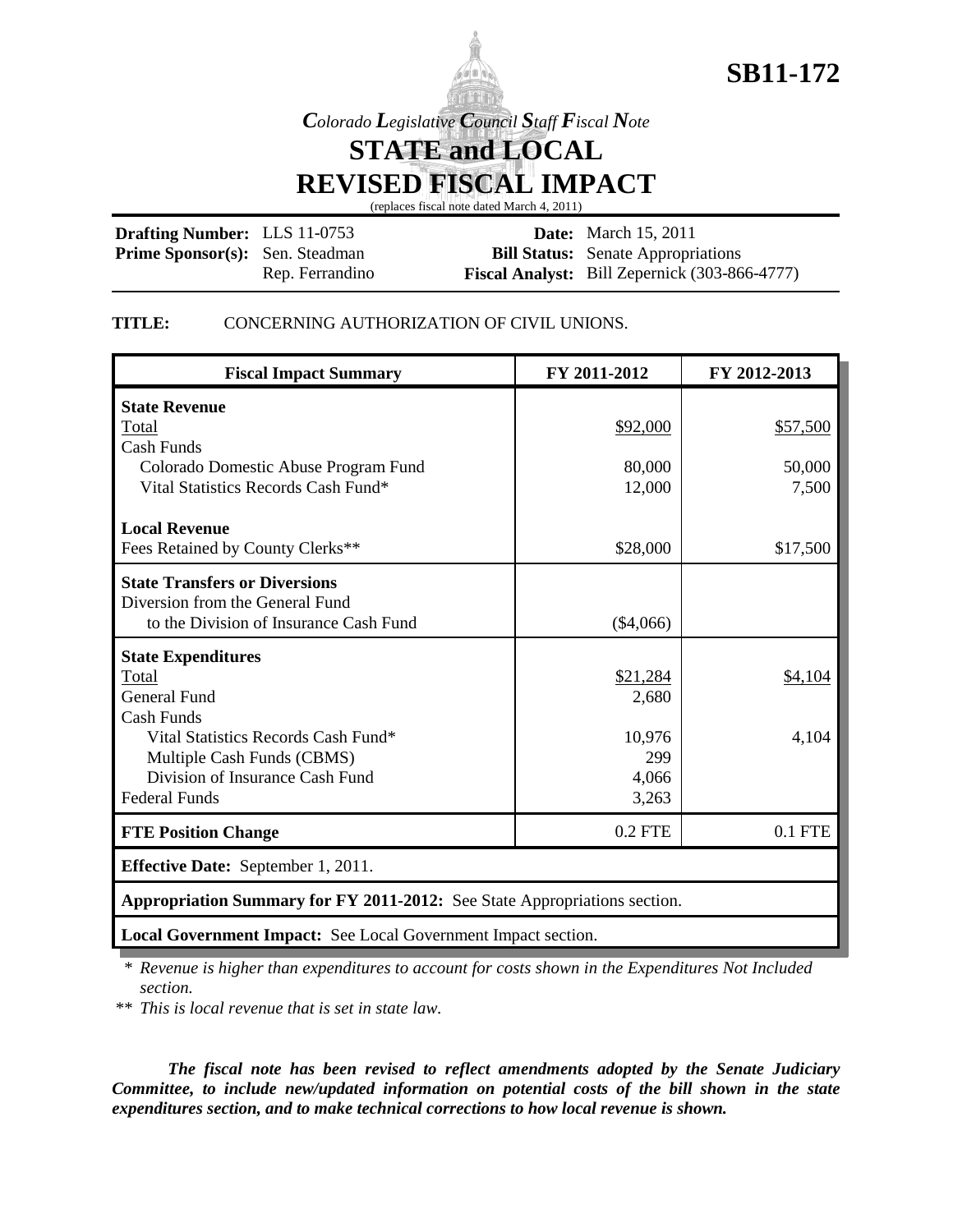# SB11-172

*Colorado Legislative Council Staff Fiscal Note*

## STATE and LOCAL REVISED FISCAL IMPACT

(replaces fiscal note dated March 4, 2011)

**Drafting Number:** LLS 11-0753
**Prime Sponsor(s):** Sen. Steadman
Rep. Ferrandino

**Date:** March 15, 2011
**Bill Status:** Senate Appropriations
**Fiscal Analyst:** Bill Zepernick (303-866-4777)

**TITLE:** CONCERNING AUTHORIZATION OF CIVIL UNIONS.

| Fiscal Impact Summary | FY 2011-2012 | FY 2012-2013 |
|---|---|---|
| **State Revenue** | | |
| Total | $92,000 | $57,500 |
| Cash Funds | | |
| Colorado Domestic Abuse Program Fund | 80,000 | 50,000 |
| Vital Statistics Records Cash Fund* | 12,000 | 7,500 |
| **Local Revenue** | | |
| Fees Retained by County Clerks** | $28,000 | $17,500 |
| **State Transfers or Diversions** | | |
| Diversion from the General Fund to the Division of Insurance Cash Fund | ($4,066) | |
| **State Expenditures** | | |
| Total | $21,284 | $4,104 |
| General Fund | 2,680 | |
| Cash Funds | | |
| Vital Statistics Records Cash Fund* | 10,976 | 4,104 |
| Multiple Cash Funds (CBMS) | 299 | |
| Division of Insurance Cash Fund | 4,066 | |
| Federal Funds | 3,263 | |
| **FTE Position Change** | 0.2 FTE | 0.1 FTE |
| **Effective Date:** September 1, 2011. | | |
| **Appropriation Summary for FY 2011-2012:** See State Appropriations section. | | |
| **Local Government Impact:** See Local Government Impact section. | | |

\* *Revenue is higher than expenditures to account for costs shown in the Expenditures Not Included section.*

\*\* *This is local revenue that is set in state law.*

***The fiscal note has been revised to reflect amendments adopted by the Senate Judiciary Committee, to include new/updated information on potential costs of the bill shown in the state expenditures section, and to make technical corrections to how local revenue is shown.***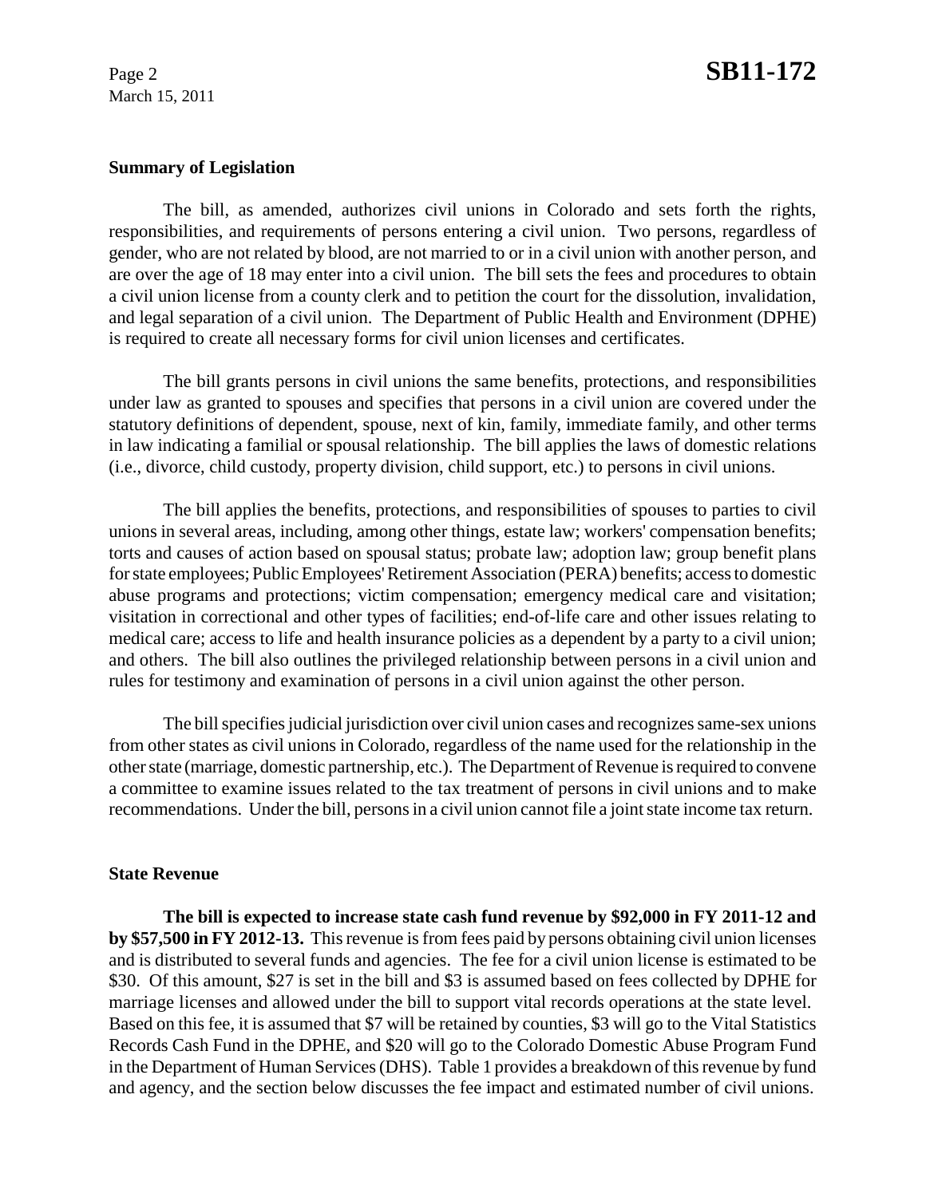## Summary of Legislation

The bill, as amended, authorizes civil unions in Colorado and sets forth the rights, responsibilities, and requirements of persons entering a civil union. Two persons, regardless of gender, who are not related by blood, are not married to or in a civil union with another person, and are over the age of 18 may enter into a civil union. The bill sets the fees and procedures to obtain a civil union license from a county clerk and to petition the court for the dissolution, invalidation, and legal separation of a civil union. The Department of Public Health and Environment (DPHE) is required to create all necessary forms for civil union licenses and certificates.

The bill grants persons in civil unions the same benefits, protections, and responsibilities under law as granted to spouses and specifies that persons in a civil union are covered under the statutory definitions of dependent, spouse, next of kin, family, immediate family, and other terms in law indicating a familial or spousal relationship. The bill applies the laws of domestic relations (i.e., divorce, child custody, property division, child support, etc.) to persons in civil unions.

The bill applies the benefits, protections, and responsibilities of spouses to parties to civil unions in several areas, including, among other things, estate law; workers' compensation benefits; torts and causes of action based on spousal status; probate law; adoption law; group benefit plans for state employees; Public Employees' Retirement Association (PERA) benefits; access to domestic abuse programs and protections; victim compensation; emergency medical care and visitation; visitation in correctional and other types of facilities; end-of-life care and other issues relating to medical care; access to life and health insurance policies as a dependent by a party to a civil union; and others. The bill also outlines the privileged relationship between persons in a civil union and rules for testimony and examination of persons in a civil union against the other person.

The bill specifies judicial jurisdiction over civil union cases and recognizes same-sex unions from other states as civil unions in Colorado, regardless of the name used for the relationship in the other state (marriage, domestic partnership, etc.). The Department of Revenue is required to convene a committee to examine issues related to the tax treatment of persons in civil unions and to make recommendations. Under the bill, persons in a civil union cannot file a joint state income tax return.

## State Revenue

**The bill is expected to increase state cash fund revenue by $92,000 in FY 2011-12 and by $57,500 in FY 2012-13.** This revenue is from fees paid by persons obtaining civil union licenses and is distributed to several funds and agencies. The fee for a civil union license is estimated to be $30. Of this amount, $27 is set in the bill and $3 is assumed based on fees collected by DPHE for marriage licenses and allowed under the bill to support vital records operations at the state level. Based on this fee, it is assumed that $7 will be retained by counties, $3 will go to the Vital Statistics Records Cash Fund in the DPHE, and $20 will go to the Colorado Domestic Abuse Program Fund in the Department of Human Services (DHS). Table 1 provides a breakdown of this revenue by fund and agency, and the section below discusses the fee impact and estimated number of civil unions.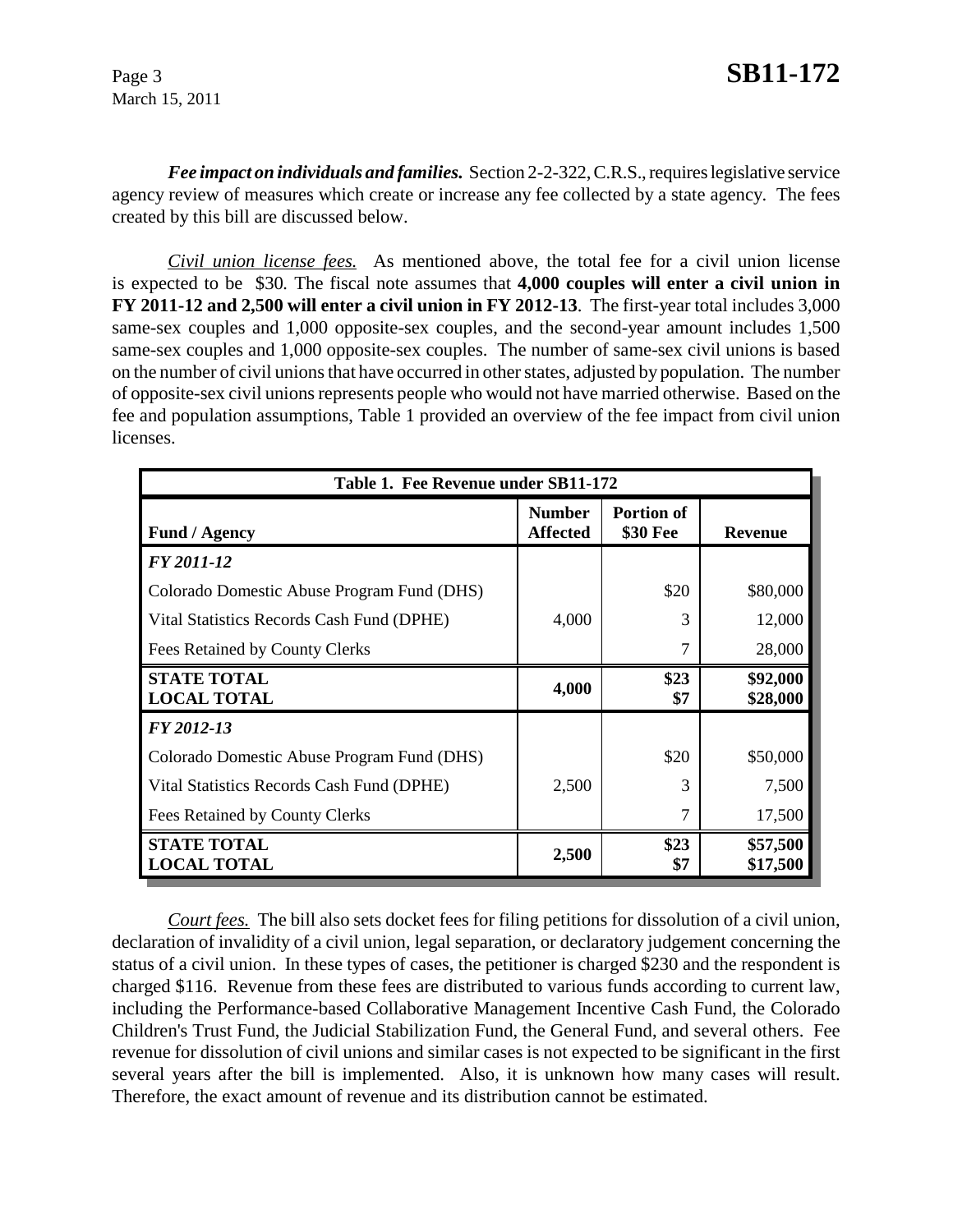***Fee impact on individuals and families.*** Section 2-2-322, C.R.S., requires legislative service agency review of measures which create or increase any fee collected by a state agency. The fees created by this bill are discussed below.

*Civil union license fees.* As mentioned above, the total fee for a civil union license is expected to be $30. The fiscal note assumes that **4,000 couples will enter a civil union in FY 2011-12 and 2,500 will enter a civil union in FY 2012-13**. The first-year total includes 3,000 same-sex couples and 1,000 opposite-sex couples, and the second-year amount includes 1,500 same-sex couples and 1,000 opposite-sex couples. The number of same-sex civil unions is based on the number of civil unions that have occurred in other states, adjusted by population. The number of opposite-sex civil unions represents people who would not have married otherwise. Based on the fee and population assumptions, Table 1 provided an overview of the fee impact from civil union licenses.

| **Table 1. Fee Revenue under SB11-172** | | | |
|---|---|---|---|
| **Fund / Agency** | **Number Affected** | **Portion of $30 Fee** | **Revenue** |
| ***FY 2011-12*** | | | |
| Colorado Domestic Abuse Program Fund (DHS) | | $20 | $80,000 |
| Vital Statistics Records Cash Fund (DPHE) | 4,000 | 3 | 12,000 |
| Fees Retained by County Clerks | | 7 | 28,000 |
| **STATE TOTAL**<br>**LOCAL TOTAL** | **4,000** | **$23**<br>**$7** | **$92,000**<br>**$28,000** |
| ***FY 2012-13*** | | | |
| Colorado Domestic Abuse Program Fund (DHS) | | $20 | $50,000 |
| Vital Statistics Records Cash Fund (DPHE) | 2,500 | 3 | 7,500 |
| Fees Retained by County Clerks | | 7 | 17,500 |
| **STATE TOTAL**<br>**LOCAL TOTAL** | **2,500** | **$23**<br>**$7** | **$57,500**<br>**$17,500** |

*Court fees.* The bill also sets docket fees for filing petitions for dissolution of a civil union, declaration of invalidity of a civil union, legal separation, or declaratory judgement concerning the status of a civil union. In these types of cases, the petitioner is charged $230 and the respondent is charged $116. Revenue from these fees are distributed to various funds according to current law, including the Performance-based Collaborative Management Incentive Cash Fund, the Colorado Children's Trust Fund, the Judicial Stabilization Fund, the General Fund, and several others. Fee revenue for dissolution of civil unions and similar cases is not expected to be significant in the first several years after the bill is implemented. Also, it is unknown how many cases will result. Therefore, the exact amount of revenue and its distribution cannot be estimated.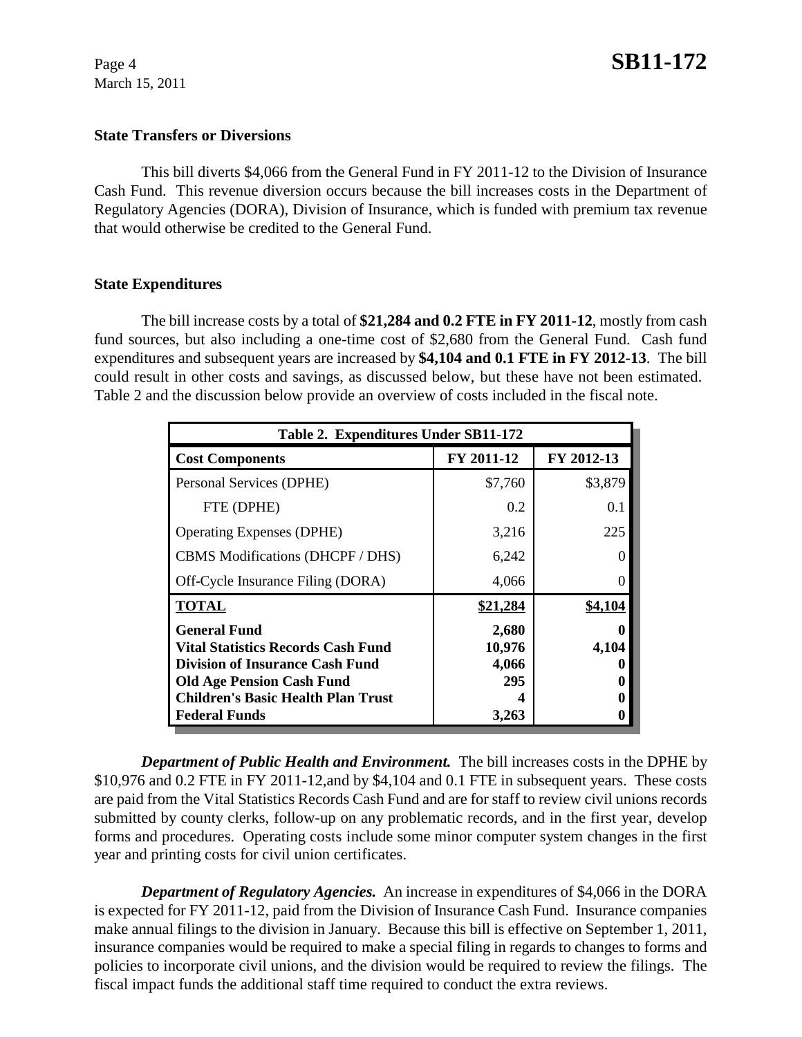**State Transfers or Diversions**

This bill diverts $4,066 from the General Fund in FY 2011-12 to the Division of Insurance Cash Fund. This revenue diversion occurs because the bill increases costs in the Department of Regulatory Agencies (DORA), Division of Insurance, which is funded with premium tax revenue that would otherwise be credited to the General Fund.

**State Expenditures**

The bill increase costs by a total of **$21,284 and 0.2 FTE in FY 2011-12**, mostly from cash fund sources, but also including a one-time cost of $2,680 from the General Fund. Cash fund expenditures and subsequent years are increased by **$4,104 and 0.1 FTE in FY 2012-13**. The bill could result in other costs and savings, as discussed below, but these have not been estimated. Table 2 and the discussion below provide an overview of costs included in the fiscal note.

| Table 2. Expenditures Under SB11-172 | | |
|---|---|---|
| **Cost Components** | **FY 2011-12** | **FY 2012-13** |
| Personal Services (DPHE) | $7,760 | $3,879 |
| FTE (DPHE) | 0.2 | 0.1 |
| Operating Expenses (DPHE) | 3,216 | 225 |
| CBMS Modifications (DHCPF / DHS) | 6,242 | 0 |
| Off-Cycle Insurance Filing (DORA) | 4,066 | 0 |
| **TOTAL** | **$21,284** | **$4,104** |
| **General Fund** | **2,680** | **0** |
| **Vital Statistics Records Cash Fund** | **10,976** | **4,104** |
| **Division of Insurance Cash Fund** | **4,066** | **0** |
| **Old Age Pension Cash Fund** | **295** | **0** |
| **Children's Basic Health Plan Trust** | **4** | **0** |
| **Federal Funds** | **3,263** | **0** |

***Department of Public Health and Environment.*** The bill increases costs in the DPHE by $10,976 and 0.2 FTE in FY 2011-12,and by $4,104 and 0.1 FTE in subsequent years. These costs are paid from the Vital Statistics Records Cash Fund and are for staff to review civil unions records submitted by county clerks, follow-up on any problematic records, and in the first year, develop forms and procedures. Operating costs include some minor computer system changes in the first year and printing costs for civil union certificates.

***Department of Regulatory Agencies.*** An increase in expenditures of $4,066 in the DORA is expected for FY 2011-12, paid from the Division of Insurance Cash Fund. Insurance companies make annual filings to the division in January. Because this bill is effective on September 1, 2011, insurance companies would be required to make a special filing in regards to changes to forms and policies to incorporate civil unions, and the division would be required to review the filings. The fiscal impact funds the additional staff time required to conduct the extra reviews.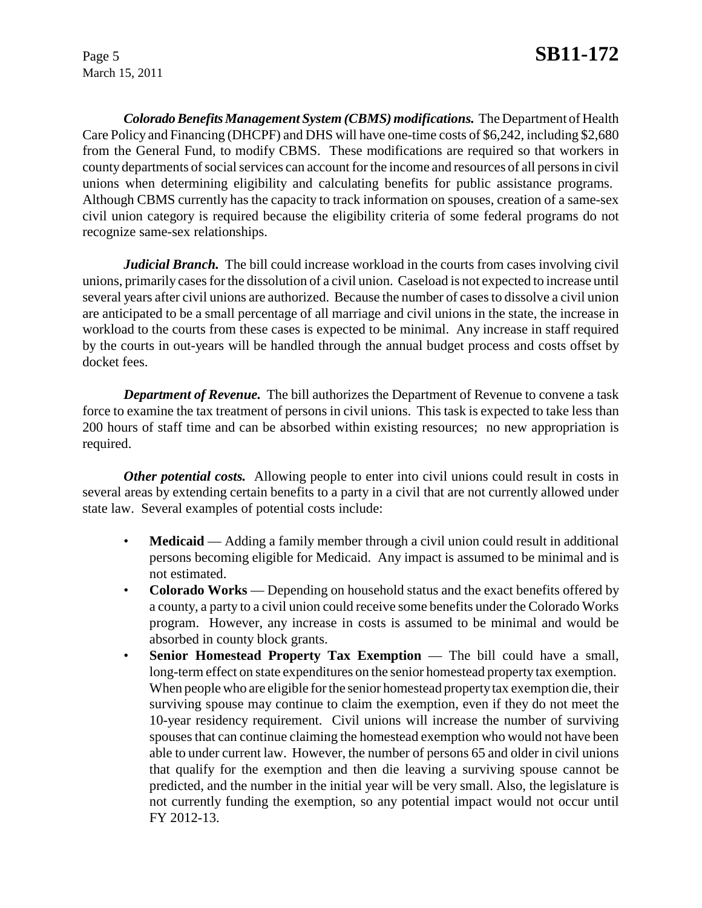***Colorado Benefits Management System (CBMS) modifications.*** The Department of Health Care Policy and Financing (DHCPF) and DHS will have one-time costs of $6,242, including $2,680 from the General Fund, to modify CBMS. These modifications are required so that workers in county departments of social services can account for the income and resources of all persons in civil unions when determining eligibility and calculating benefits for public assistance programs. Although CBMS currently has the capacity to track information on spouses, creation of a same-sex civil union category is required because the eligibility criteria of some federal programs do not recognize same-sex relationships.

***Judicial Branch.*** The bill could increase workload in the courts from cases involving civil unions, primarily cases for the dissolution of a civil union. Caseload is not expected to increase until several years after civil unions are authorized. Because the number of cases to dissolve a civil union are anticipated to be a small percentage of all marriage and civil unions in the state, the increase in workload to the courts from these cases is expected to be minimal. Any increase in staff required by the courts in out-years will be handled through the annual budget process and costs offset by docket fees.

***Department of Revenue.*** The bill authorizes the Department of Revenue to convene a task force to examine the tax treatment of persons in civil unions. This task is expected to take less than 200 hours of staff time and can be absorbed within existing resources; no new appropriation is required.

***Other potential costs.*** Allowing people to enter into civil unions could result in costs in several areas by extending certain benefits to a party in a civil that are not currently allowed under state law. Several examples of potential costs include:

- **Medicaid** — Adding a family member through a civil union could result in additional persons becoming eligible for Medicaid. Any impact is assumed to be minimal and is not estimated.
- **Colorado Works** — Depending on household status and the exact benefits offered by a county, a party to a civil union could receive some benefits under the Colorado Works program. However, any increase in costs is assumed to be minimal and would be absorbed in county block grants.
- **Senior Homestead Property Tax Exemption** — The bill could have a small, long-term effect on state expenditures on the senior homestead property tax exemption. When people who are eligible for the senior homestead property tax exemption die, their surviving spouse may continue to claim the exemption, even if they do not meet the 10-year residency requirement. Civil unions will increase the number of surviving spouses that can continue claiming the homestead exemption who would not have been able to under current law. However, the number of persons 65 and older in civil unions that qualify for the exemption and then die leaving a surviving spouse cannot be predicted, and the number in the initial year will be very small. Also, the legislature is not currently funding the exemption, so any potential impact would not occur until FY 2012-13.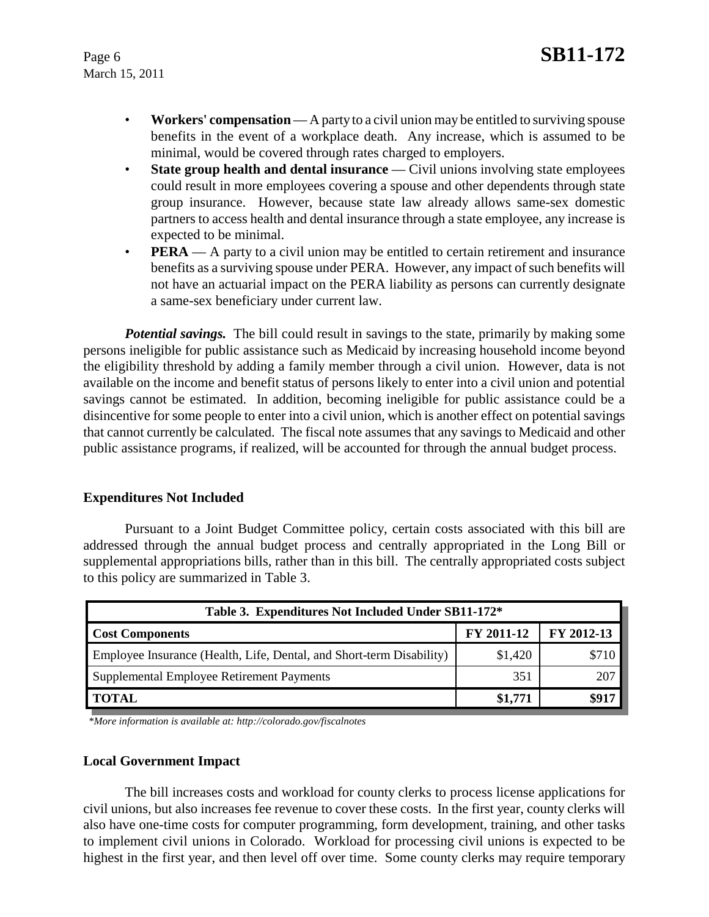- **Workers' compensation** — A party to a civil union may be entitled to surviving spouse benefits in the event of a workplace death. Any increase, which is assumed to be minimal, would be covered through rates charged to employers.
- **State group health and dental insurance** — Civil unions involving state employees could result in more employees covering a spouse and other dependents through state group insurance. However, because state law already allows same-sex domestic partners to access health and dental insurance through a state employee, any increase is expected to be minimal.
- **PERA** — A party to a civil union may be entitled to certain retirement and insurance benefits as a surviving spouse under PERA. However, any impact of such benefits will not have an actuarial impact on the PERA liability as persons can currently designate a same-sex beneficiary under current law.

***Potential savings.*** The bill could result in savings to the state, primarily by making some persons ineligible for public assistance such as Medicaid by increasing household income beyond the eligibility threshold by adding a family member through a civil union. However, data is not available on the income and benefit status of persons likely to enter into a civil union and potential savings cannot be estimated. In addition, becoming ineligible for public assistance could be a disincentive for some people to enter into a civil union, which is another effect on potential savings that cannot currently be calculated. The fiscal note assumes that any savings to Medicaid and other public assistance programs, if realized, will be accounted for through the annual budget process.

## Expenditures Not Included

Pursuant to a Joint Budget Committee policy, certain costs associated with this bill are addressed through the annual budget process and centrally appropriated in the Long Bill or supplemental appropriations bills, rather than in this bill. The centrally appropriated costs subject to this policy are summarized in Table 3.

| Table 3. Expenditures Not Included Under SB11-172* | | |
|---|---|---|
| **Cost Components** | **FY 2011-12** | **FY 2012-13** |
| Employee Insurance (Health, Life, Dental, and Short-term Disability) | $1,420 | $710 |
| Supplemental Employee Retirement Payments | 351 | 207 |
| **TOTAL** | **$1,771** | **$917** |

*\*More information is available at: http://colorado.gov/fiscalnotes*

## Local Government Impact

The bill increases costs and workload for county clerks to process license applications for civil unions, but also increases fee revenue to cover these costs. In the first year, county clerks will also have one-time costs for computer programming, form development, training, and other tasks to implement civil unions in Colorado. Workload for processing civil unions is expected to be highest in the first year, and then level off over time. Some county clerks may require temporary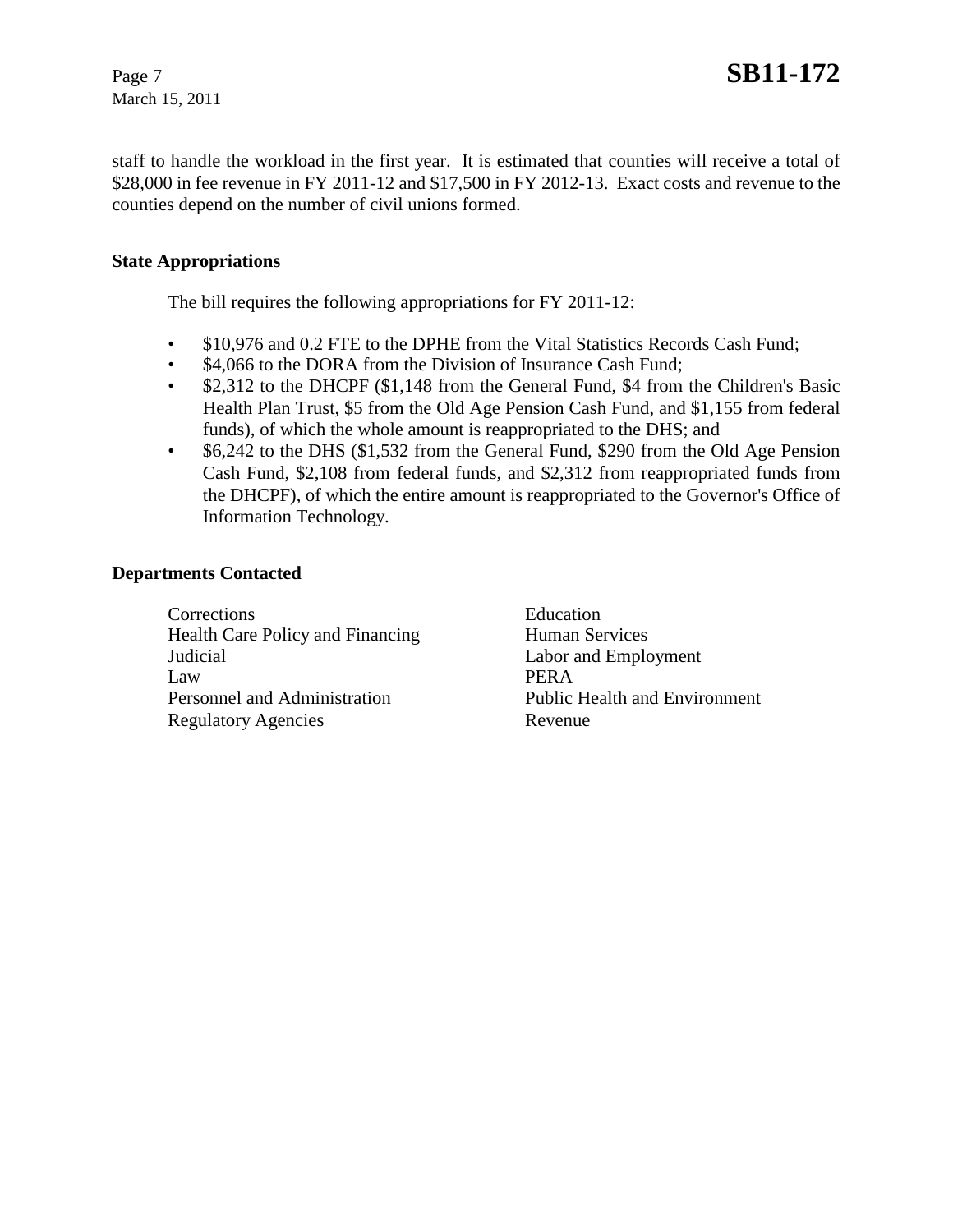staff to handle the workload in the first year. It is estimated that counties will receive a total of $28,000 in fee revenue in FY 2011-12 and $17,500 in FY 2012-13. Exact costs and revenue to the counties depend on the number of civil unions formed.

**State Appropriations**

The bill requires the following appropriations for FY 2011-12:

- $10,976 and 0.2 FTE to the DPHE from the Vital Statistics Records Cash Fund;
- $4,066 to the DORA from the Division of Insurance Cash Fund;
- $2,312 to the DHCPF ($1,148 from the General Fund, $4 from the Children's Basic Health Plan Trust, $5 from the Old Age Pension Cash Fund, and $1,155 from federal funds), of which the whole amount is reappropriated to the DHS; and
- $6,242 to the DHS ($1,532 from the General Fund, $290 from the Old Age Pension Cash Fund, $2,108 from federal funds, and $2,312 from reappropriated funds from the DHCPF), of which the entire amount is reappropriated to the Governor's Office of Information Technology.

**Departments Contacted**

| | |
|---|---|
| Corrections | Education |
| Health Care Policy and Financing | Human Services |
| Judicial | Labor and Employment |
| Law | PERA |
| Personnel and Administration | Public Health and Environment |
| Regulatory Agencies | Revenue |